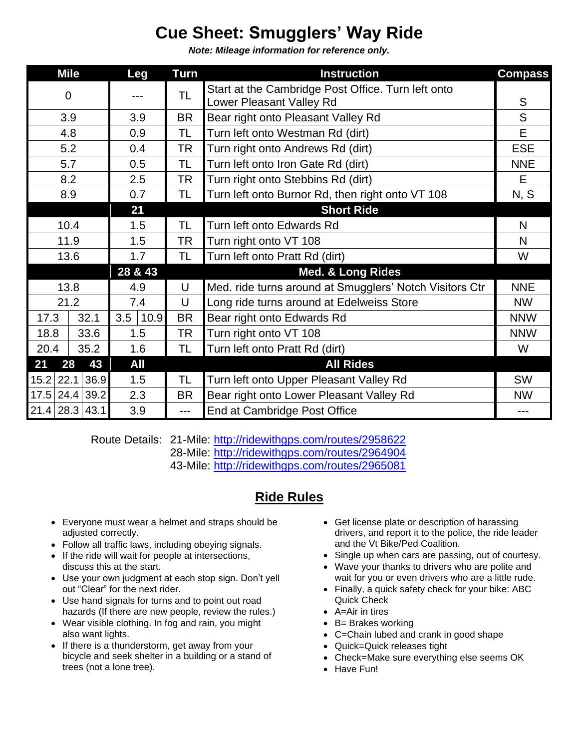# Cue Sheet: Smugglers' Way Ride

***Note: Mileage information for reference only.***

| Mile | Leg | Turn | Instruction | Compass |
|---|---|---|---|---|
| 0 | --- | TL | Start at the Cambridge Post Office. Turn left onto Lower Pleasant Valley Rd | S |
| 3.9 | 3.9 | BR | Bear right onto Pleasant Valley Rd | S |
| 4.8 | 0.9 | TL | Turn left onto Westman Rd (dirt) | E |
| 5.2 | 0.4 | TR | Turn right onto Andrews Rd (dirt) | ESE |
| 5.7 | 0.5 | TL | Turn left onto Iron Gate Rd (dirt) | NNE |
| 8.2 | 2.5 | TR | Turn right onto Stebbins Rd (dirt) | E |
| 8.9 | 0.7 | TL | Turn left onto Burnor Rd, then right onto VT 108 | N, S |
| | **21** | | **Short Ride** | |
| 10.4 | 1.5 | TL | Turn left onto Edwards Rd | N |
| 11.9 | 1.5 | TR | Turn right onto VT 108 | N |
| 13.6 | 1.7 | TL | Turn left onto Pratt Rd (dirt) | W |
| | **28 & 43** | | **Med. & Long Rides** | |
| 13.8 | 4.9 | U | Med. ride turns around at Smugglers' Notch Visitors Ctr | NNE |
| 21.2 | 7.4 | U | Long ride turns around at Edelweiss Store | NW |
| 17.3 / 32.1 | 3.5 / 10.9 | BR | Bear right onto Edwards Rd | NNW |
| 18.8 / 33.6 | 1.5 | TR | Turn right onto VT 108 | NNW |
| 20.4 / 35.2 | 1.6 | TL | Turn left onto Pratt Rd (dirt) | W |
| **21 / 28 / 43** | **All** | | **All Rides** | |
| 15.2 / 22.1 / 36.9 | 1.5 | TL | Turn left onto Upper Pleasant Valley Rd | SW |
| 17.5 / 24.4 / 39.2 | 2.3 | BR | Bear right onto Lower Pleasant Valley Rd | NW |
| 21.4 / 28.3 / 43.1 | 3.9 | --- | End at Cambridge Post Office | --- |

Route Details:
- 21-Mile: http://ridewithgps.com/routes/2958622
- 28-Mile: http://ridewithgps.com/routes/2964904
- 43-Mile: http://ridewithgps.com/routes/2965081

## Ride Rules

- Everyone must wear a helmet and straps should be adjusted correctly.
- Follow all traffic laws, including obeying signals.
- If the ride will wait for people at intersections, discuss this at the start.
- Use your own judgment at each stop sign. Don't yell out "Clear" for the next rider.
- Use hand signals for turns and to point out road hazards (If there are new people, review the rules.)
- Wear visible clothing. In fog and rain, you might also want lights.
- If there is a thunderstorm, get away from your bicycle and seek shelter in a building or a stand of trees (not a lone tree).
- Get license plate or description of harassing drivers, and report it to the police, the ride leader and the Vt Bike/Ped Coalition.
- Single up when cars are passing, out of courtesy.
- Wave your thanks to drivers who are polite and wait for you or even drivers who are a little rude.
- Finally, a quick safety check for your bike: ABC Quick Check
- A=Air in tires
- B= Brakes working
- C=Chain lubed and crank in good shape
- Quick=Quick releases tight
- Check=Make sure everything else seems OK
- Have Fun!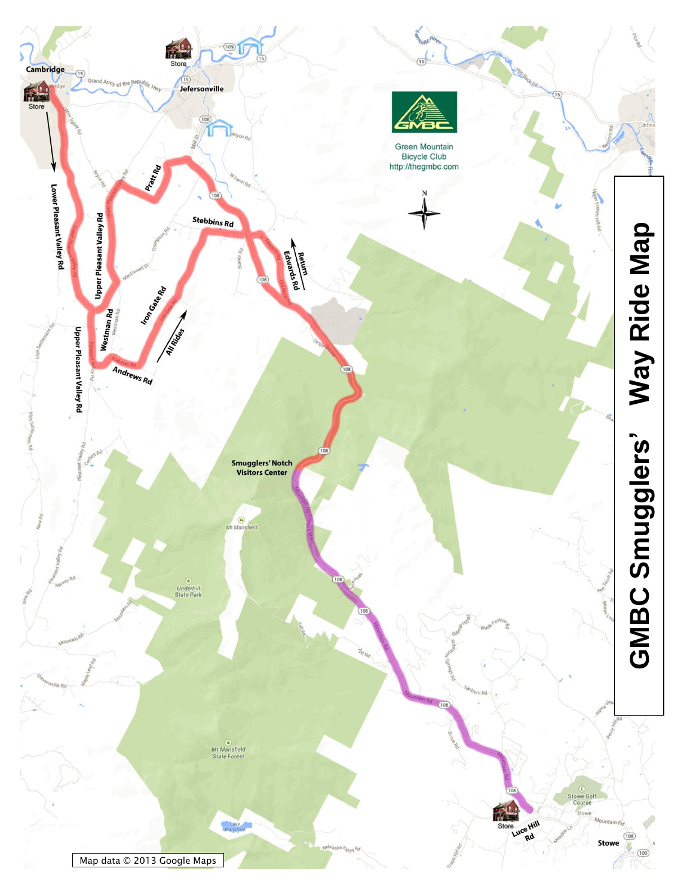# GMBC Smugglers' Way Ride Map

Green Mountain Bicycle Club
http://thegmbc.com

Cambridge

Store

Jeffersonville

Lower Pleasant Valley Rd

Upper Pleasant Valley Rd

Pratt Rd

Stebbins Rd

Westman Rd

Upper Pleasant Valley Rd

Iron Gate Rd

All Rides

Andrews Rd

Return
Edwards Rd

Smugglers' Notch
Visitors Center

Store

Luce Hill Rd

Stowe

Map data © 2013 Google Maps